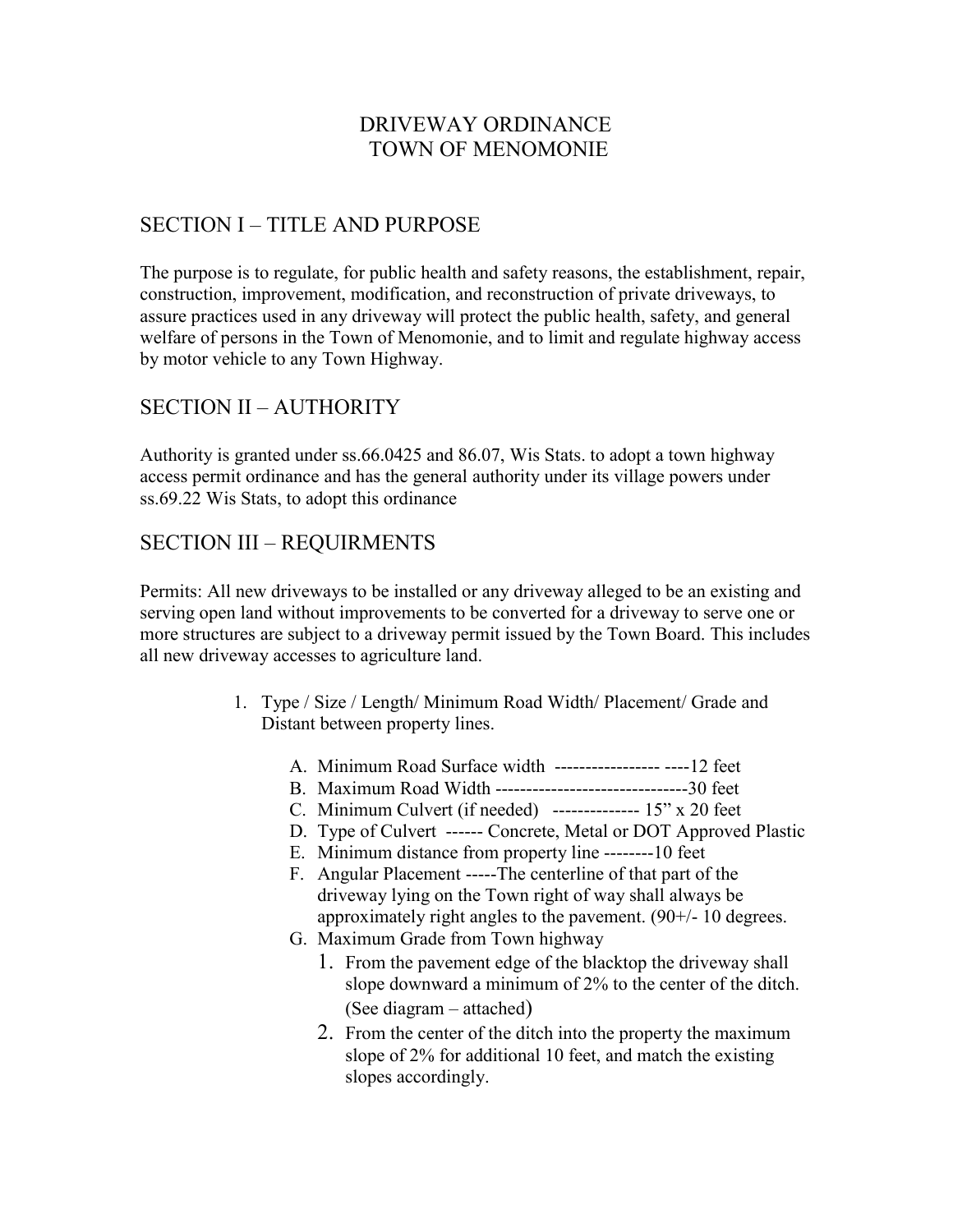# DRIVEWAY ORDINANCE
# TOWN OF MENOMONIE

## SECTION I – TITLE AND PURPOSE

The purpose is to regulate, for public health and safety reasons, the establishment, repair, construction, improvement, modification, and reconstruction of private driveways, to assure practices used in any driveway will protect the public health, safety, and general welfare of persons in the Town of Menomonie, and to limit and regulate highway access by motor vehicle to any Town Highway.

## SECTION II – AUTHORITY

Authority is granted under ss.66.0425 and 86.07, Wis Stats. to adopt a town highway access permit ordinance and has the general authority under its village powers under ss.69.22 Wis Stats, to adopt this ordinance

## SECTION III – REQUIRMENTS

Permits: All new driveways to be installed or any driveway alleged to be an existing and serving open land without improvements to be converted for a driveway to serve one or more structures are subject to a driveway permit issued by the Town Board. This includes all new driveway accesses to agriculture land.

1. Type / Size / Length/ Minimum Road Width/ Placement/ Grade and Distant between property lines.

   A. Minimum Road Surface width ----------------- ----12 feet
   B. Maximum Road Width -------------------------------30 feet
   C. Minimum Culvert (if needed) -------------- 15" x 20 feet
   D. Type of Culvert ------ Concrete, Metal or DOT Approved Plastic
   E. Minimum distance from property line --------10 feet
   F. Angular Placement -----The centerline of that part of the driveway lying on the Town right of way shall always be approximately right angles to the pavement. (90+/- 10 degrees.
   G. Maximum Grade from Town highway
      1. From the pavement edge of the blacktop the driveway shall slope downward a minimum of 2% to the center of the ditch. (See diagram – attached)
      2. From the center of the ditch into the property the maximum slope of 2% for additional 10 feet, and match the existing slopes accordingly.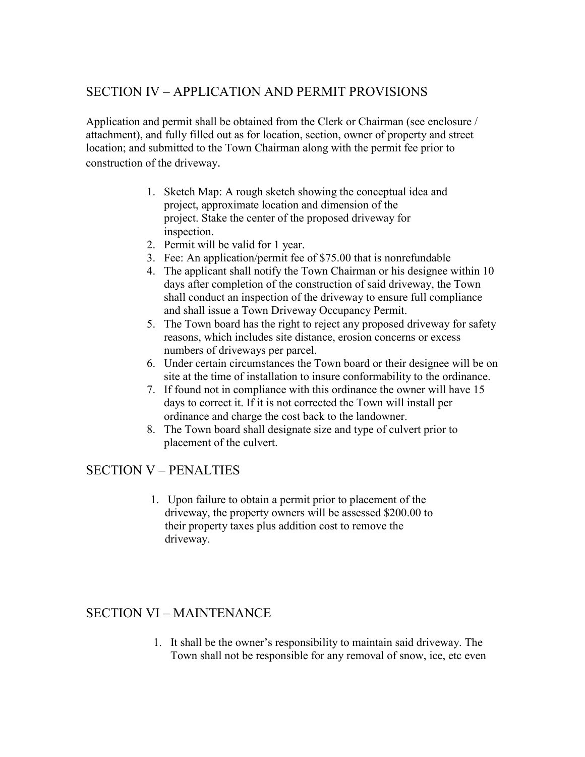## SECTION IV – APPLICATION AND PERMIT PROVISIONS

Application and permit shall be obtained from the Clerk or Chairman (see enclosure / attachment), and fully filled out as for location, section, owner of property and street location; and submitted to the Town Chairman along with the permit fee prior to construction of the driveway.

1. Sketch Map: A rough sketch showing the conceptual idea and project, approximate location and dimension of the project. Stake the center of the proposed driveway for inspection.
2. Permit will be valid for 1 year.
3. Fee: An application/permit fee of $75.00 that is nonrefundable
4. The applicant shall notify the Town Chairman or his designee within 10 days after completion of the construction of said driveway, the Town shall conduct an inspection of the driveway to ensure full compliance and shall issue a Town Driveway Occupancy Permit.
5. The Town board has the right to reject any proposed driveway for safety reasons, which includes site distance, erosion concerns or excess numbers of driveways per parcel.
6. Under certain circumstances the Town board or their designee will be on site at the time of installation to insure conformability to the ordinance.
7. If found not in compliance with this ordinance the owner will have 15 days to correct it. If it is not corrected the Town will install per ordinance and charge the cost back to the landowner.
8. The Town board shall designate size and type of culvert prior to placement of the culvert.

## SECTION V – PENALTIES

1. Upon failure to obtain a permit prior to placement of the driveway, the property owners will be assessed $200.00 to their property taxes plus addition cost to remove the driveway.

## SECTION VI – MAINTENANCE

1. It shall be the owner's responsibility to maintain said driveway. The Town shall not be responsible for any removal of snow, ice, etc even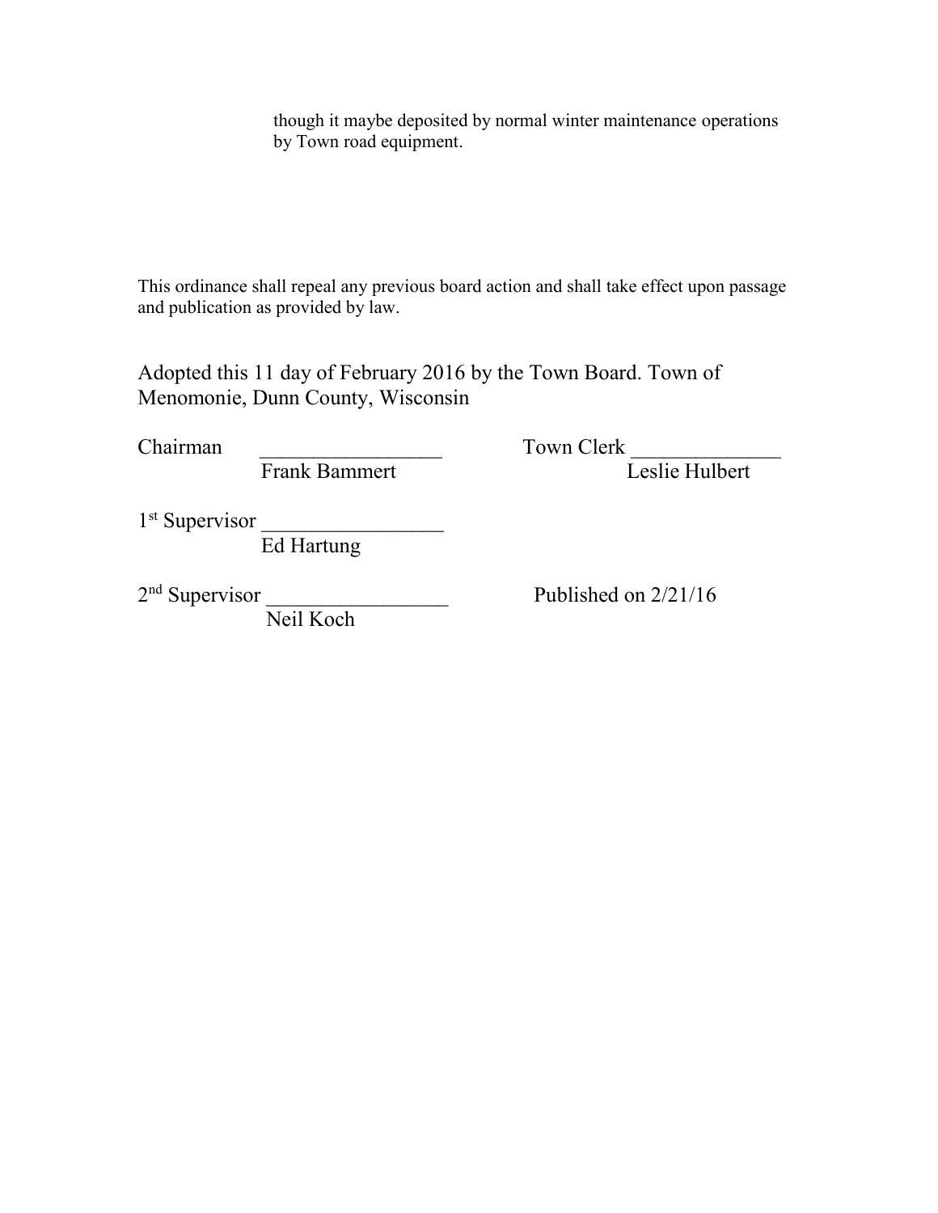though it maybe deposited by normal winter maintenance operations by Town road equipment.

This ordinance shall repeal any previous board action and shall take effect upon passage and publication as provided by law.

Adopted this 11 day of February 2016 by the Town Board. Town of Menomonie, Dunn County, Wisconsin

Chairman _________________
Frank Bammert

Town Clerk ______________
Leslie Hulbert

1st Supervisor _________________
Ed Hartung

2nd Supervisor _________________
Neil Koch

Published on 2/21/16